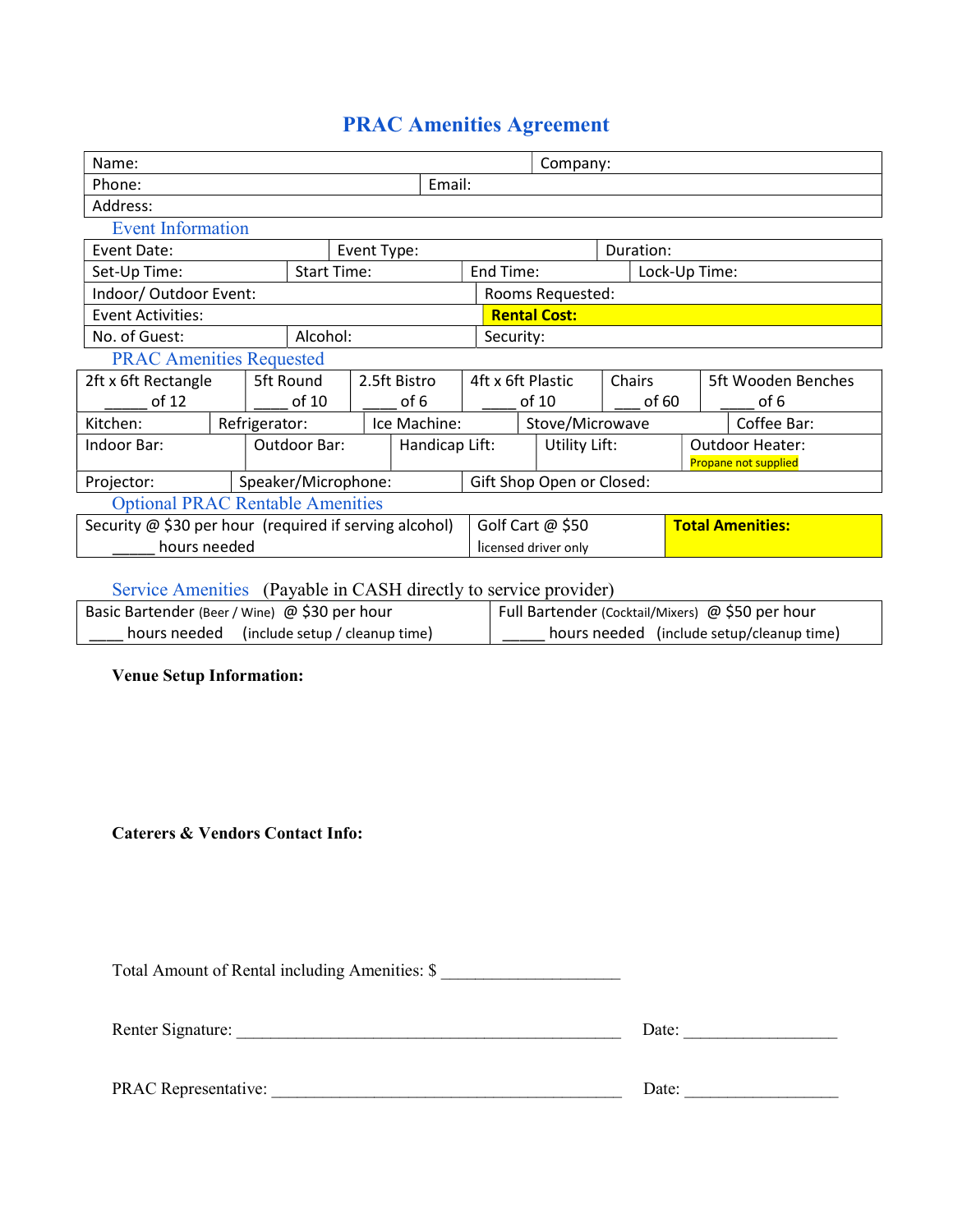# PRAC Amenities Agreement

| Name: | | Company: |
|---|---|---|
| Phone: | Email: | |
| Address: | | |

## Event Information

| Event Date: | Event Type: | Duration: | |
|---|---|---|---|
| Set-Up Time: | Start Time: | End Time: | Lock-Up Time: |
| Indoor/ Outdoor Event: | | Rooms Requested: | |
| Event Activities: | | **Rental Cost:** | |
| No. of Guest: | Alcohol: | Security: | |

## PRAC Amenities Requested

| 2ft x 6ft Rectangle _____ of 12 | 5ft Round ____ of 10 | 2.5ft Bistro ____ of 6 | 4ft x 6ft Plastic ____ of 10 | Chairs ___ of 60 | 5ft Wooden Benches ____ of 6 |
|---|---|---|---|---|---|
| Kitchen: | Refrigerator: | Ice Machine: | Stove/Microwave | | Coffee Bar: |
| Indoor Bar: | Outdoor Bar: | Handicap Lift: | Utility Lift: | | Outdoor Heater: Propane not supplied |
| Projector: | Speaker/Microphone: | Gift Shop Open or Closed: | | | |

## Optional PRAC Rentable Amenities

| Security @ $30 per hour (required if serving alcohol) _____ hours needed | Golf Cart @ $50 licensed driver only | **Total Amenities:** |
|---|---|---|

## Service Amenities (Payable in CASH directly to service provider)

| Basic Bartender (Beer / Wine) @ $30 per hour ____ hours needed (include setup / cleanup time) | Full Bartender (Cocktail/Mixers) @ $50 per hour _____ hours needed (include setup/cleanup time) |
|---|---|

**Venue Setup Information:**

**Caterers & Vendors Contact Info:**

Total Amount of Rental including Amenities: $ _____________________

Renter Signature: ____________________________________________ Date: _________________

PRAC Representative: _________________________________________ Date: _________________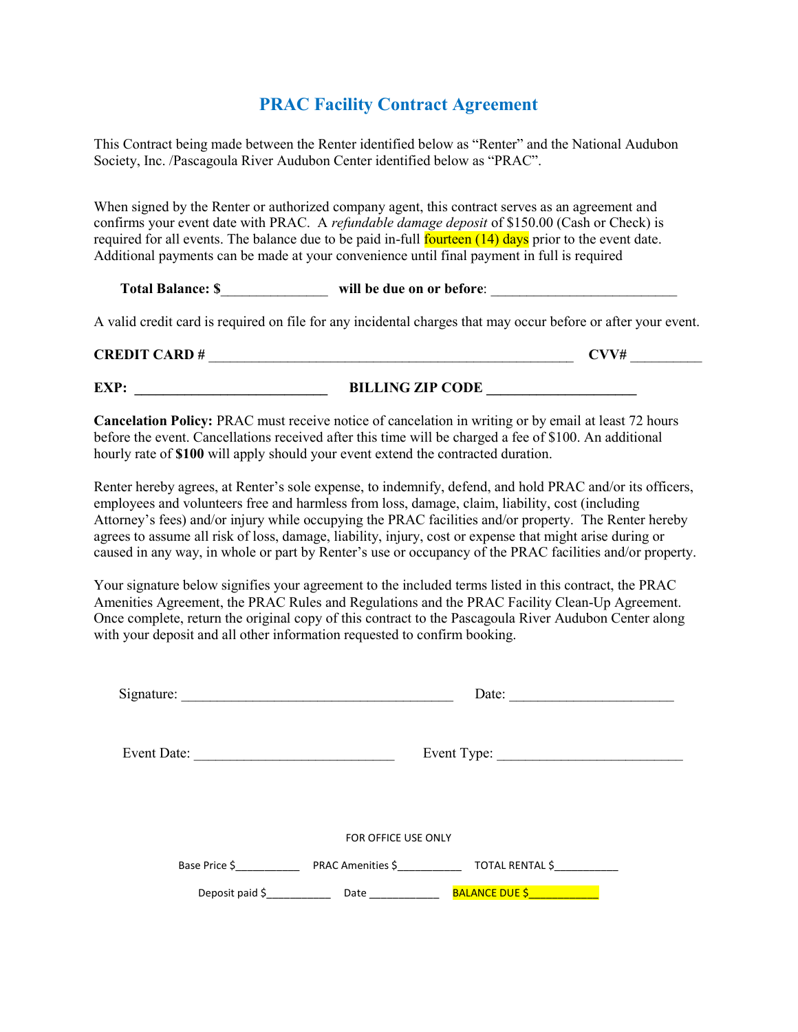# PRAC Facility Contract Agreement

This Contract being made between the Renter identified below as "Renter" and the National Audubon Society, Inc. /Pascagoula River Audubon Center identified below as "PRAC".

When signed by the Renter or authorized company agent, this contract serves as an agreement and confirms your event date with PRAC. A *refundable damage deposit* of $150.00 (Cash or Check) is required for all events. The balance due to be paid in-full fourteen (14) days prior to the event date. Additional payments can be made at your convenience until final payment in full is required

**Total Balance: $**_______________ **will be due on or before**: __________________________

A valid credit card is required on file for any incidental charges that may occur before or after your event.

**CREDIT CARD #** ____________________________________________________ **CVV#** __________

**EXP:** __________________________ **BILLING ZIP CODE** ____________________

**Cancelation Policy:** PRAC must receive notice of cancelation in writing or by email at least 72 hours before the event. Cancellations received after this time will be charged a fee of $100. An additional hourly rate of **$100** will apply should your event extend the contracted duration.

Renter hereby agrees, at Renter's sole expense, to indemnify, defend, and hold PRAC and/or its officers, employees and volunteers free and harmless from loss, damage, claim, liability, cost (including Attorney's fees) and/or injury while occupying the PRAC facilities and/or property. The Renter hereby agrees to assume all risk of loss, damage, liability, injury, cost or expense that might arise during or caused in any way, in whole or part by Renter's use or occupancy of the PRAC facilities and/or property.

Your signature below signifies your agreement to the included terms listed in this contract, the PRAC Amenities Agreement, the PRAC Rules and Regulations and the PRAC Facility Clean-Up Agreement. Once complete, return the original copy of this contract to the Pascagoula River Audubon Center along with your deposit and all other information requested to confirm booking.

Signature: ______________________________________ Date: ______________________

Event Date: ____________________________ Event Type: __________________________

FOR OFFICE USE ONLY

Base Price $__________ PRAC Amenities $__________ TOTAL RENTAL $__________

Deposit paid $__________ Date ___________ BALANCE DUE $___________